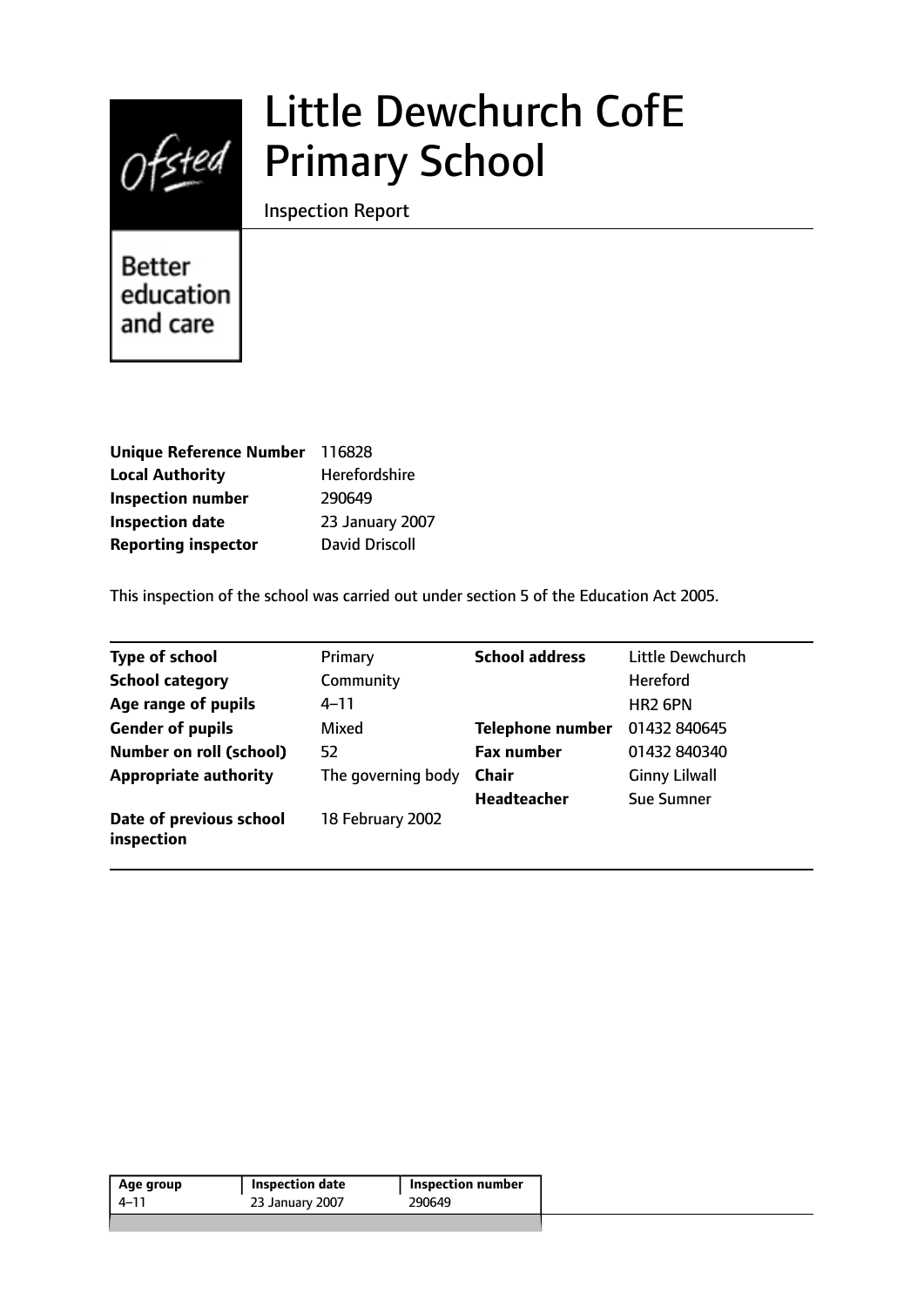# Little Dewchurch CofE Primary School

Inspection Report

Better education and care

| | |
|---|---|
| **Unique Reference Number** | 116828 |
| **Local Authority** | Herefordshire |
| **Inspection number** | 290649 |
| **Inspection date** | 23 January 2007 |
| **Reporting inspector** | David Driscoll |

This inspection of the school was carried out under section 5 of the Education Act 2005.

| | | | |
|---|---|---|---|
| **Type of school** | Primary | **School address** | Little Dewchurch |
| **School category** | Community | | Hereford |
| **Age range of pupils** | 4–11 | | HR2 6PN |
| **Gender of pupils** | Mixed | **Telephone number** | 01432 840645 |
| **Number on roll (school)** | 52 | **Fax number** | 01432 840340 |
| **Appropriate authority** | The governing body | **Chair** | Ginny Lilwall |
| | | **Headteacher** | Sue Sumner |
| **Date of previous school inspection** | 18 February 2002 | | |

| Age group | Inspection date | Inspection number |
|---|---|---|
| 4–11 | 23 January 2007 | 290649 |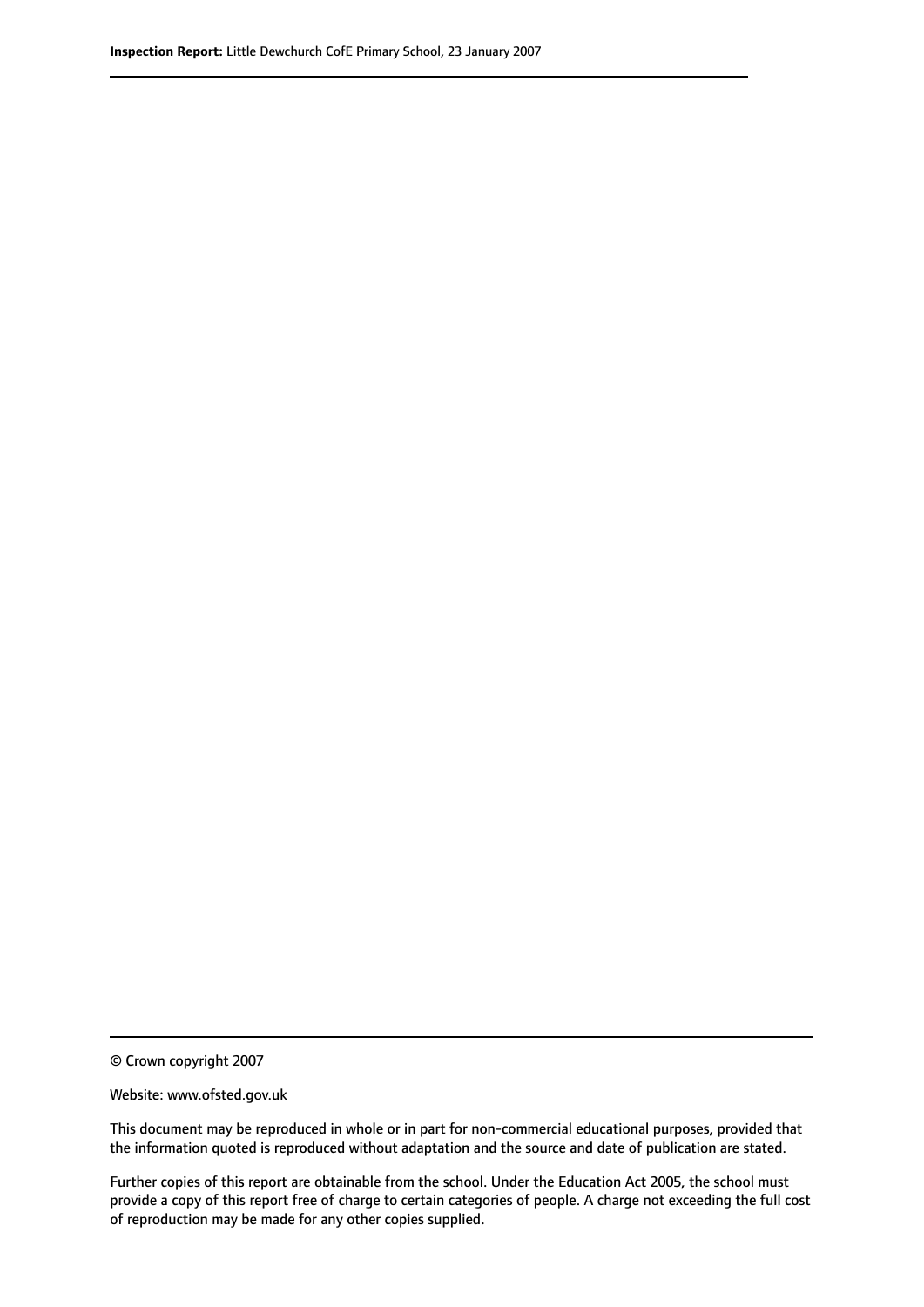© Crown copyright 2007

Website: www.ofsted.gov.uk

This document may be reproduced in whole or in part for non-commercial educational purposes, provided that the information quoted is reproduced without adaptation and the source and date of publication are stated.

Further copies of this report are obtainable from the school. Under the Education Act 2005, the school must provide a copy of this report free of charge to certain categories of people. A charge not exceeding the full cost of reproduction may be made for any other copies supplied.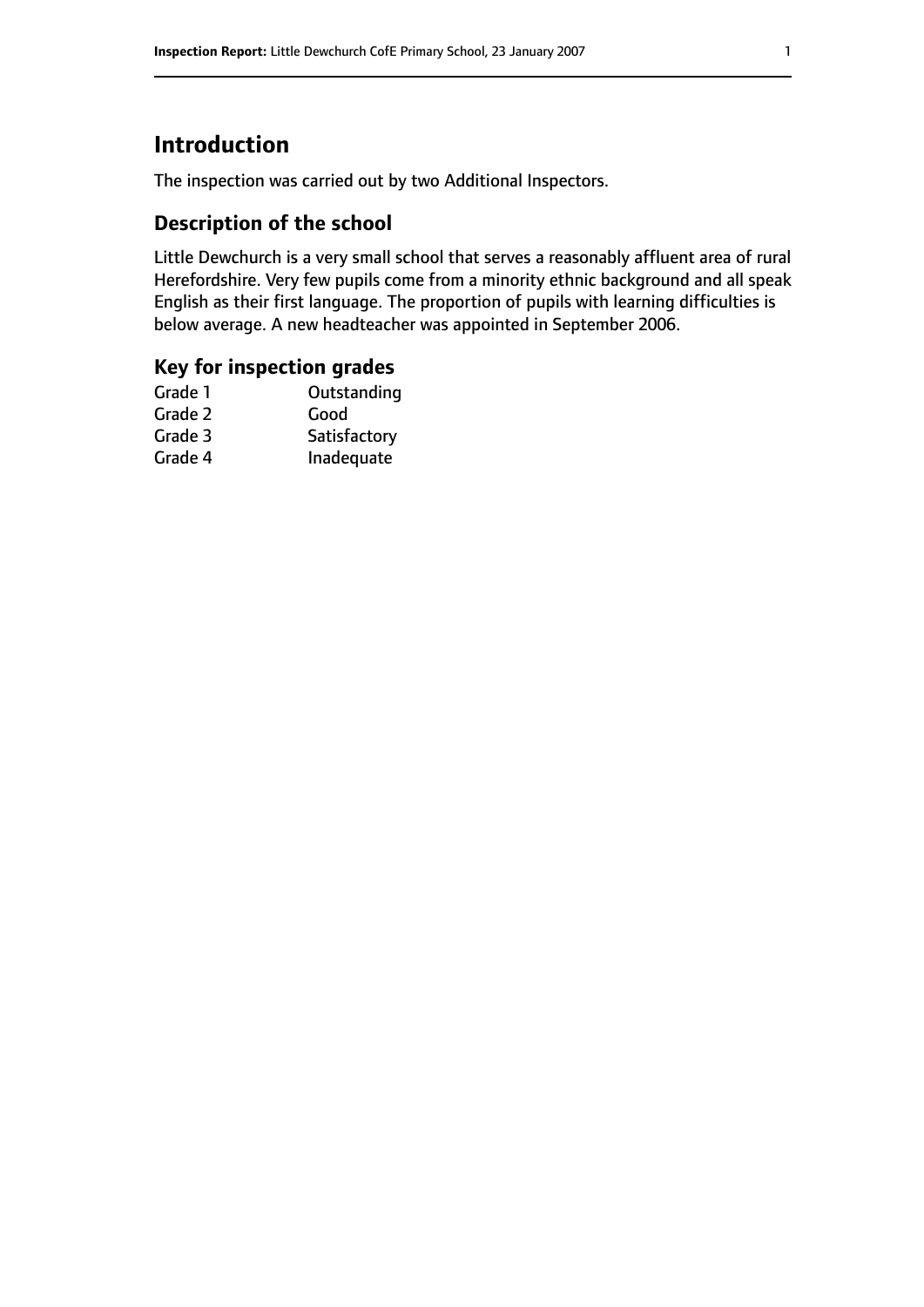# Introduction

The inspection was carried out by two Additional Inspectors.

## Description of the school

Little Dewchurch is a very small school that serves a reasonably affluent area of rural Herefordshire. Very few pupils come from a minority ethnic background and all speak English as their first language. The proportion of pupils with learning difficulties is below average. A new headteacher was appointed in September 2006.

## Key for inspection grades

| | |
|---|---|
| Grade 1 | Outstanding |
| Grade 2 | Good |
| Grade 3 | Satisfactory |
| Grade 4 | Inadequate |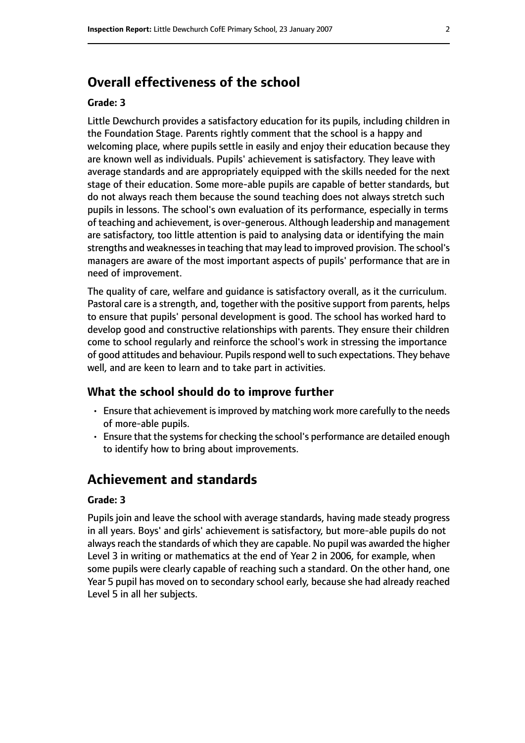## Overall effectiveness of the school

**Grade: 3**

Little Dewchurch provides a satisfactory education for its pupils, including children in the Foundation Stage. Parents rightly comment that the school is a happy and welcoming place, where pupils settle in easily and enjoy their education because they are known well as individuals. Pupils' achievement is satisfactory. They leave with average standards and are appropriately equipped with the skills needed for the next stage of their education. Some more-able pupils are capable of better standards, but do not always reach them because the sound teaching does not always stretch such pupils in lessons. The school's own evaluation of its performance, especially in terms of teaching and achievement, is over-generous. Although leadership and management are satisfactory, too little attention is paid to analysing data or identifying the main strengths and weaknesses in teaching that may lead to improved provision. The school's managers are aware of the most important aspects of pupils' performance that are in need of improvement.

The quality of care, welfare and guidance is satisfactory overall, as it the curriculum. Pastoral care is a strength, and, together with the positive support from parents, helps to ensure that pupils' personal development is good. The school has worked hard to develop good and constructive relationships with parents. They ensure their children come to school regularly and reinforce the school's work in stressing the importance of good attitudes and behaviour. Pupils respond well to such expectations. They behave well, and are keen to learn and to take part in activities.

### What the school should do to improve further

- Ensure that achievement is improved by matching work more carefully to the needs of more-able pupils.
- Ensure that the systems for checking the school's performance are detailed enough to identify how to bring about improvements.

## Achievement and standards

**Grade: 3**

Pupils join and leave the school with average standards, having made steady progress in all years. Boys' and girls' achievement is satisfactory, but more-able pupils do not always reach the standards of which they are capable. No pupil was awarded the higher Level 3 in writing or mathematics at the end of Year 2 in 2006, for example, when some pupils were clearly capable of reaching such a standard. On the other hand, one Year 5 pupil has moved on to secondary school early, because she had already reached Level 5 in all her subjects.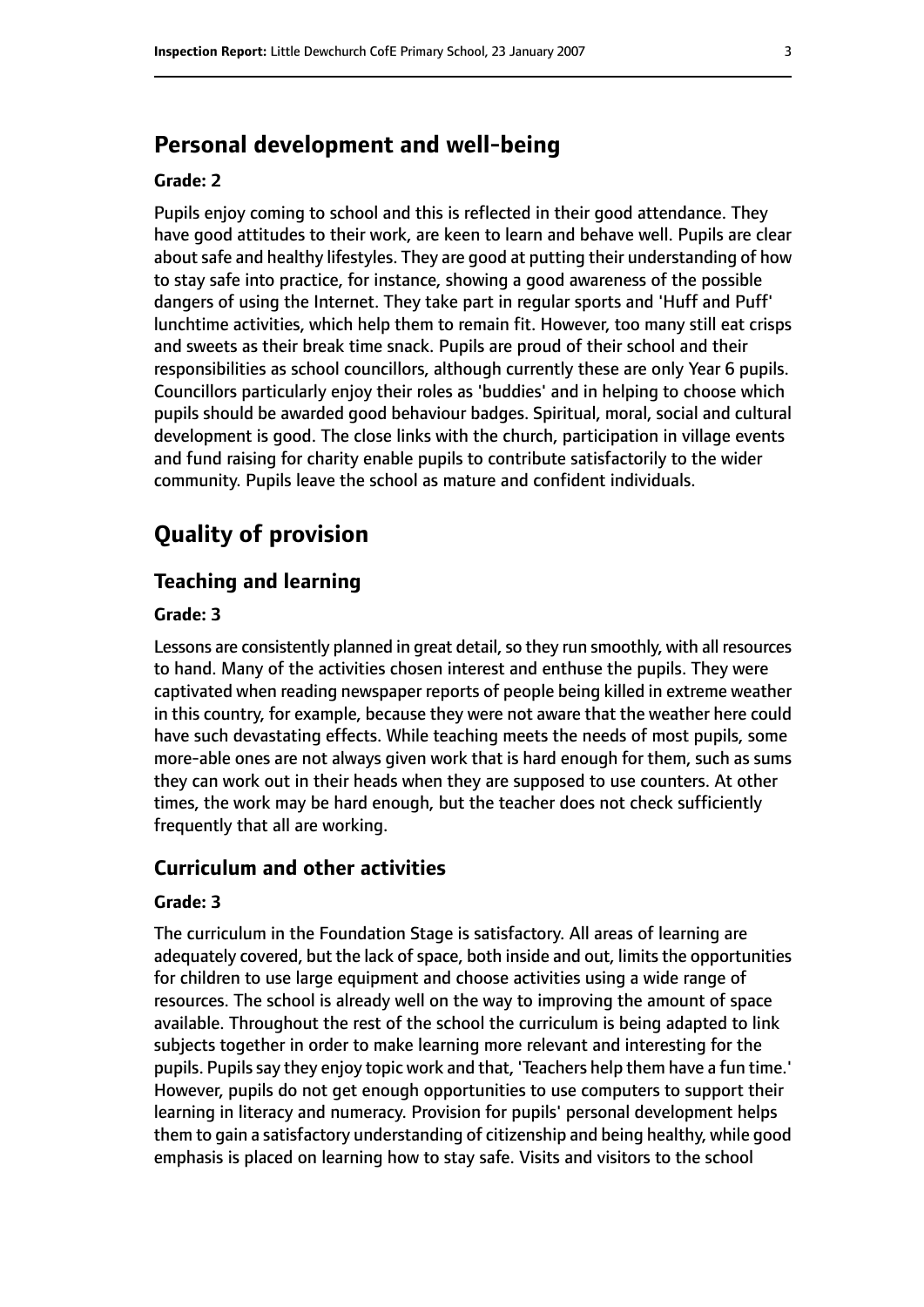## Personal development and well-being

**Grade: 2**

Pupils enjoy coming to school and this is reflected in their good attendance. They have good attitudes to their work, are keen to learn and behave well. Pupils are clear about safe and healthy lifestyles. They are good at putting their understanding of how to stay safe into practice, for instance, showing a good awareness of the possible dangers of using the Internet. They take part in regular sports and 'Huff and Puff' lunchtime activities, which help them to remain fit. However, too many still eat crisps and sweets as their break time snack. Pupils are proud of their school and their responsibilities as school councillors, although currently these are only Year 6 pupils. Councillors particularly enjoy their roles as 'buddies' and in helping to choose which pupils should be awarded good behaviour badges. Spiritual, moral, social and cultural development is good. The close links with the church, participation in village events and fund raising for charity enable pupils to contribute satisfactorily to the wider community. Pupils leave the school as mature and confident individuals.

# Quality of provision

## Teaching and learning

**Grade: 3**

Lessons are consistently planned in great detail, so they run smoothly, with all resources to hand. Many of the activities chosen interest and enthuse the pupils. They were captivated when reading newspaper reports of people being killed in extreme weather in this country, for example, because they were not aware that the weather here could have such devastating effects. While teaching meets the needs of most pupils, some more-able ones are not always given work that is hard enough for them, such as sums they can work out in their heads when they are supposed to use counters. At other times, the work may be hard enough, but the teacher does not check sufficiently frequently that all are working.

## Curriculum and other activities

**Grade: 3**

The curriculum in the Foundation Stage is satisfactory. All areas of learning are adequately covered, but the lack of space, both inside and out, limits the opportunities for children to use large equipment and choose activities using a wide range of resources. The school is already well on the way to improving the amount of space available. Throughout the rest of the school the curriculum is being adapted to link subjects together in order to make learning more relevant and interesting for the pupils. Pupils say they enjoy topic work and that, 'Teachers help them have a fun time.' However, pupils do not get enough opportunities to use computers to support their learning in literacy and numeracy. Provision for pupils' personal development helps them to gain a satisfactory understanding of citizenship and being healthy, while good emphasis is placed on learning how to stay safe. Visits and visitors to the school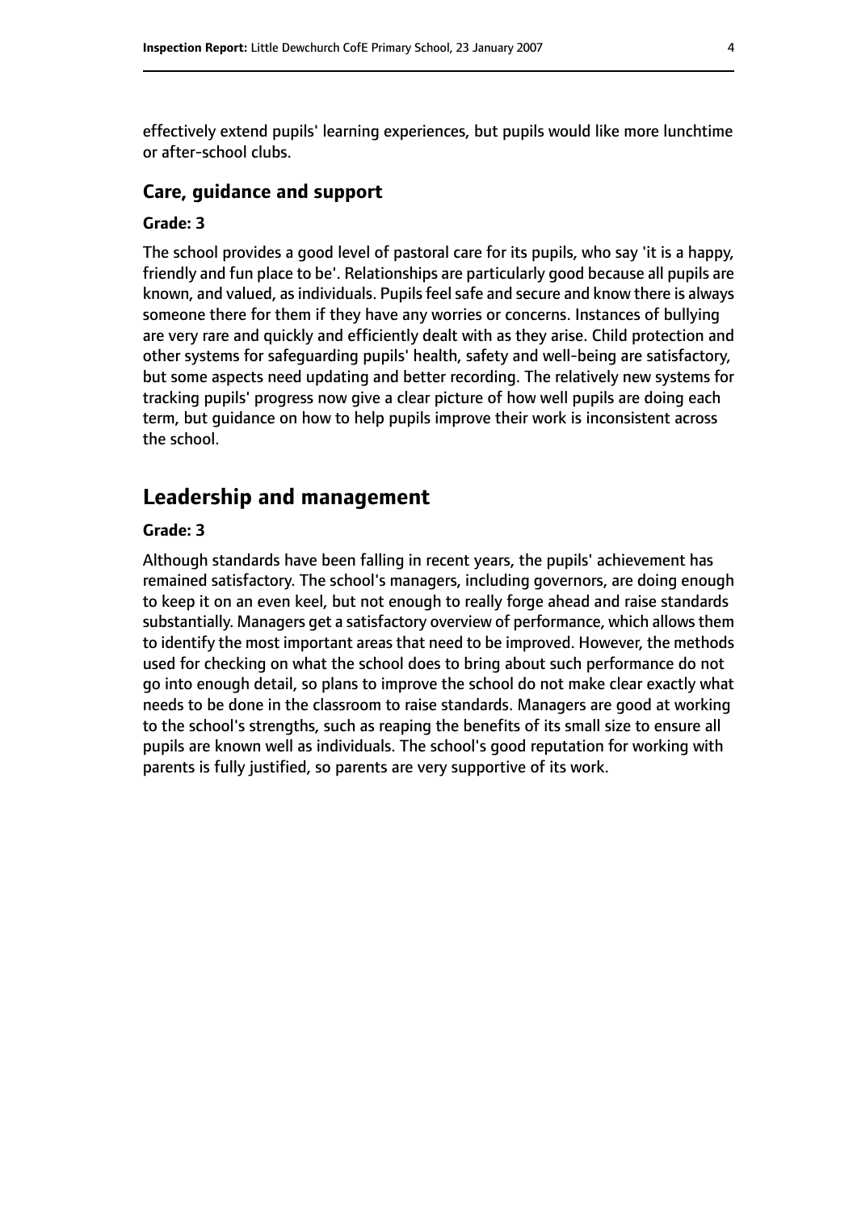effectively extend pupils' learning experiences, but pupils would like more lunchtime or after-school clubs.

### Care, guidance and support

#### Grade: 3

The school provides a good level of pastoral care for its pupils, who say 'it is a happy, friendly and fun place to be'. Relationships are particularly good because all pupils are known, and valued, as individuals. Pupils feel safe and secure and know there is always someone there for them if they have any worries or concerns. Instances of bullying are very rare and quickly and efficiently dealt with as they arise. Child protection and other systems for safeguarding pupils' health, safety and well-being are satisfactory, but some aspects need updating and better recording. The relatively new systems for tracking pupils' progress now give a clear picture of how well pupils are doing each term, but guidance on how to help pupils improve their work is inconsistent across the school.

## Leadership and management

#### Grade: 3

Although standards have been falling in recent years, the pupils' achievement has remained satisfactory. The school's managers, including governors, are doing enough to keep it on an even keel, but not enough to really forge ahead and raise standards substantially. Managers get a satisfactory overview of performance, which allows them to identify the most important areas that need to be improved. However, the methods used for checking on what the school does to bring about such performance do not go into enough detail, so plans to improve the school do not make clear exactly what needs to be done in the classroom to raise standards. Managers are good at working to the school's strengths, such as reaping the benefits of its small size to ensure all pupils are known well as individuals. The school's good reputation for working with parents is fully justified, so parents are very supportive of its work.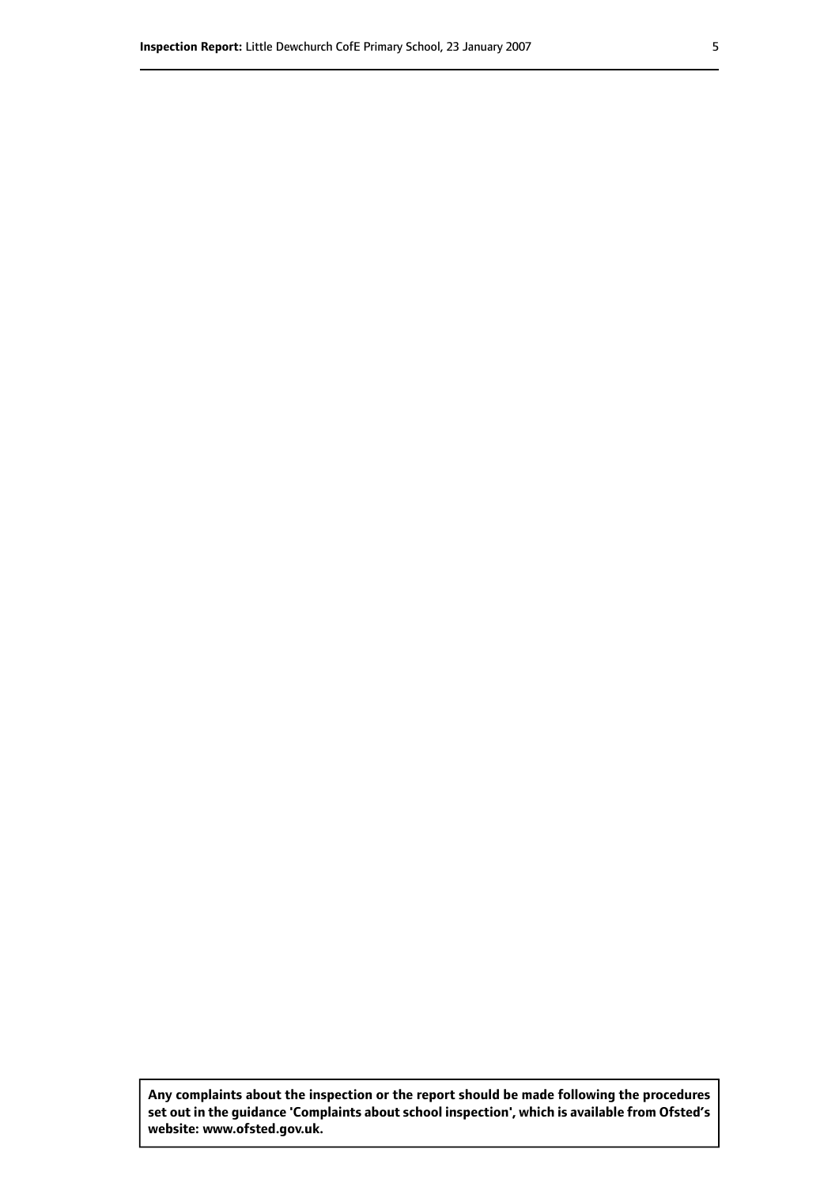**Any complaints about the inspection or the report should be made following the procedures set out in the guidance 'Complaints about school inspection', which is available from Ofsted's website: www.ofsted.gov.uk.**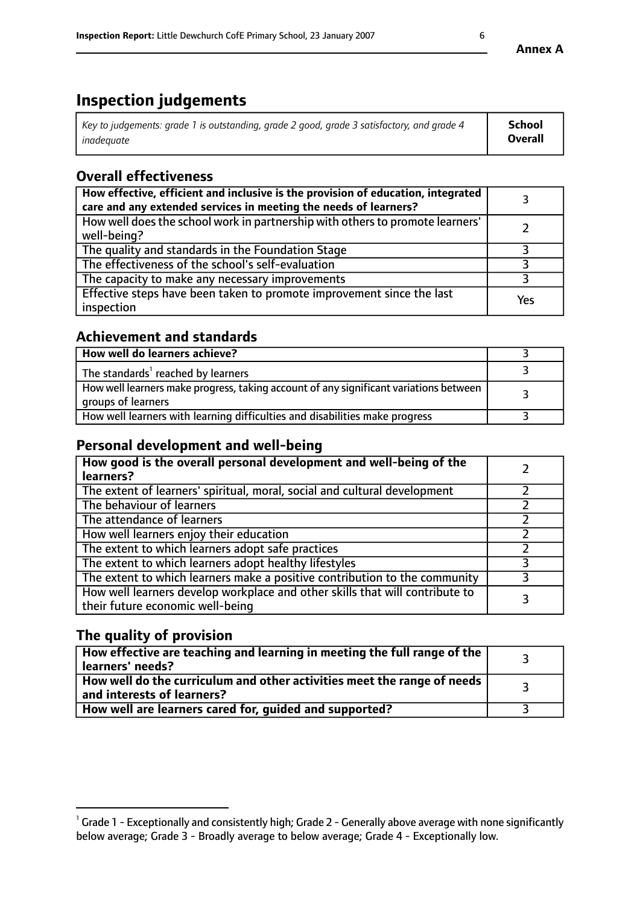# Inspection judgements

| *Key to judgements: grade 1 is outstanding, grade 2 good, grade 3 satisfactory, and grade 4 inadequate* | **School Overall** |
|---|---|

## Overall effectiveness

| | |
|---|---|
| **How effective, efficient and inclusive is the provision of education, integrated care and any extended services in meeting the needs of learners?** | 3 |
| How well does the school work in partnership with others to promote learners' well-being? | 2 |
| The quality and standards in the Foundation Stage | 3 |
| The effectiveness of the school's self-evaluation | 3 |
| The capacity to make any necessary improvements | 3 |
| Effective steps have been taken to promote improvement since the last inspection | Yes |

## Achievement and standards

| | |
|---|---|
| **How well do learners achieve?** | 3 |
| The standards[1] reached by learners | 3 |
| How well learners make progress, taking account of any significant variations between groups of learners | 3 |
| How well learners with learning difficulties and disabilities make progress | 3 |

## Personal development and well-being

| | |
|---|---|
| **How good is the overall personal development and well-being of the learners?** | 2 |
| The extent of learners' spiritual, moral, social and cultural development | 2 |
| The behaviour of learners | 2 |
| The attendance of learners | 2 |
| How well learners enjoy their education | 2 |
| The extent to which learners adopt safe practices | 2 |
| The extent to which learners adopt healthy lifestyles | 3 |
| The extent to which learners make a positive contribution to the community | 3 |
| How well learners develop workplace and other skills that will contribute to their future economic well-being | 3 |

## The quality of provision

| | |
|---|---|
| **How effective are teaching and learning in meeting the full range of the learners' needs?** | 3 |
| **How well do the curriculum and other activities meet the range of needs and interests of learners?** | 3 |
| **How well are learners cared for, guided and supported?** | 3 |

[1] Grade 1 - Exceptionally and consistently high; Grade 2 - Generally above average with none significantly below average; Grade 3 - Broadly average to below average; Grade 4 - Exceptionally low.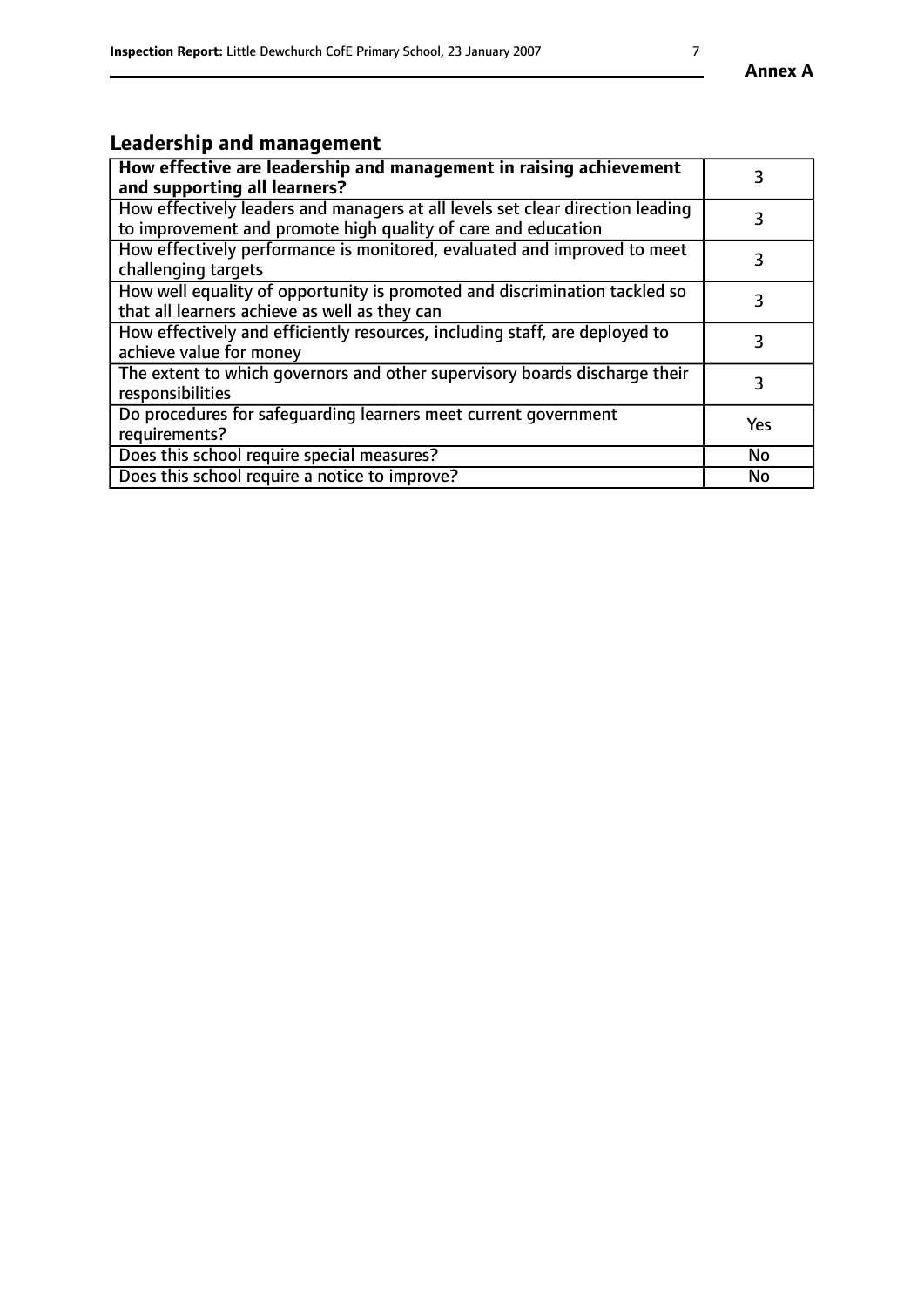## Leadership and management

| **How effective are leadership and management in raising achievement and supporting all learners?** | 3 |
|---|---|
| How effectively leaders and managers at all levels set clear direction leading to improvement and promote high quality of care and education | 3 |
| How effectively performance is monitored, evaluated and improved to meet challenging targets | 3 |
| How well equality of opportunity is promoted and discrimination tackled so that all learners achieve as well as they can | 3 |
| How effectively and efficiently resources, including staff, are deployed to achieve value for money | 3 |
| The extent to which governors and other supervisory boards discharge their responsibilities | 3 |
| Do procedures for safeguarding learners meet current government requirements? | Yes |
| Does this school require special measures? | No |
| Does this school require a notice to improve? | No |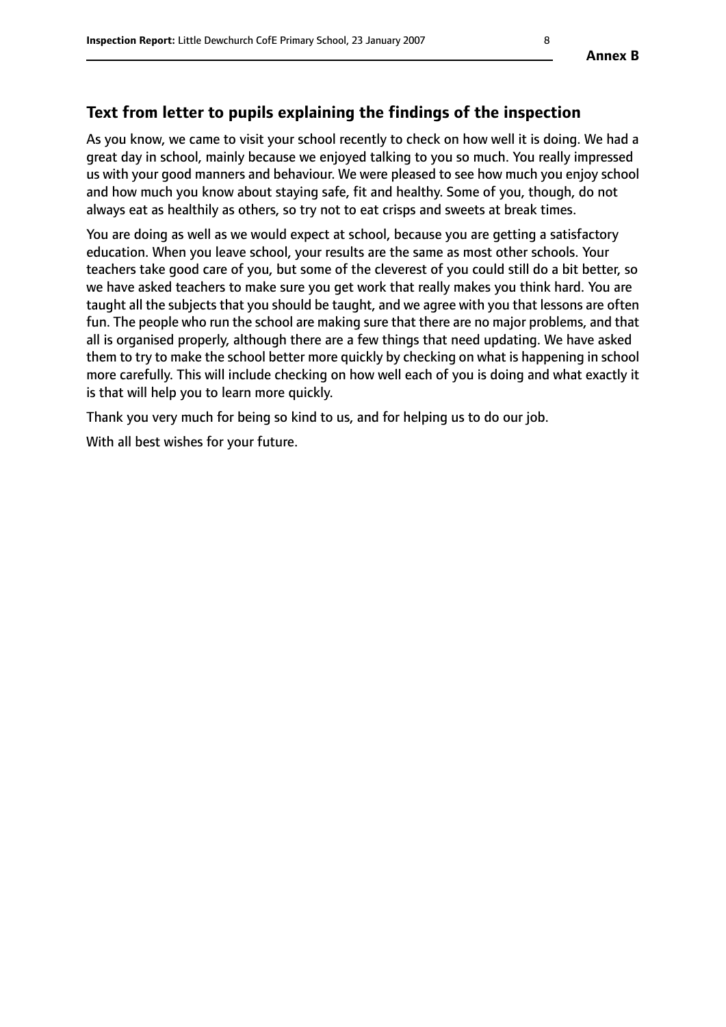## Text from letter to pupils explaining the findings of the inspection

As you know, we came to visit your school recently to check on how well it is doing. We had a great day in school, mainly because we enjoyed talking to you so much. You really impressed us with your good manners and behaviour. We were pleased to see how much you enjoy school and how much you know about staying safe, fit and healthy. Some of you, though, do not always eat as healthily as others, so try not to eat crisps and sweets at break times.

You are doing as well as we would expect at school, because you are getting a satisfactory education. When you leave school, your results are the same as most other schools. Your teachers take good care of you, but some of the cleverest of you could still do a bit better, so we have asked teachers to make sure you get work that really makes you think hard. You are taught all the subjects that you should be taught, and we agree with you that lessons are often fun. The people who run the school are making sure that there are no major problems, and that all is organised properly, although there are a few things that need updating. We have asked them to try to make the school better more quickly by checking on what is happening in school more carefully. This will include checking on how well each of you is doing and what exactly it is that will help you to learn more quickly.

Thank you very much for being so kind to us, and for helping us to do our job.

With all best wishes for your future.